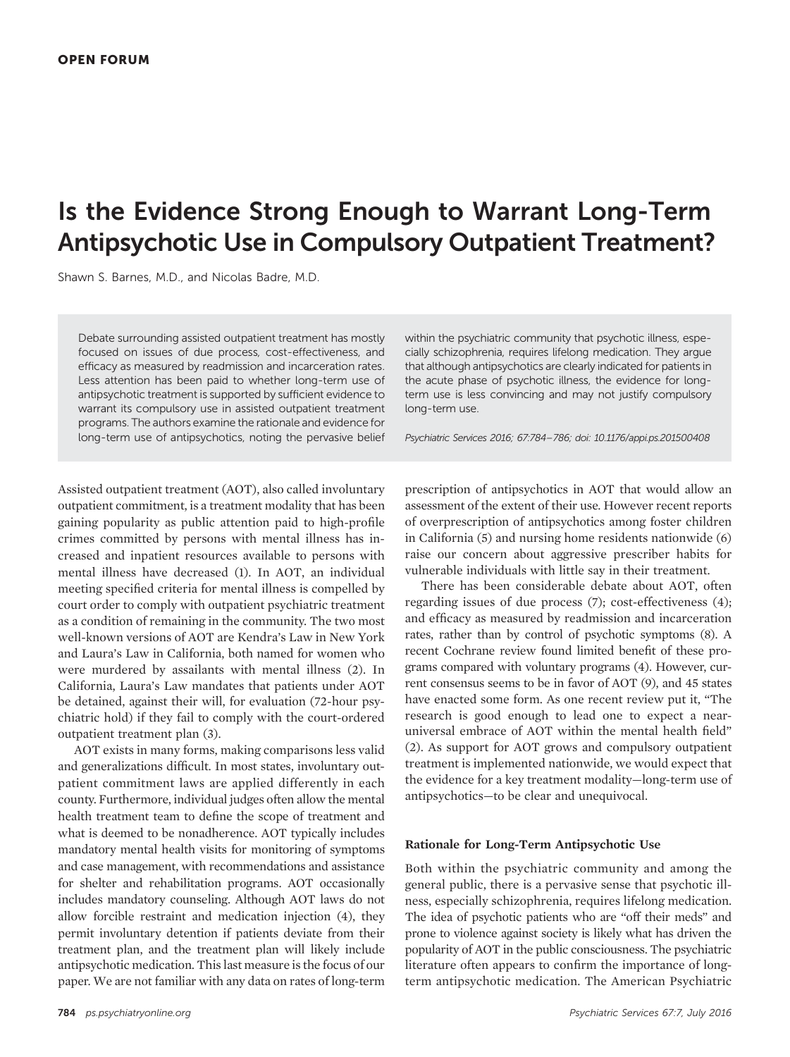OPEN FORUM

# Is the Evidence Strong Enough to Warrant Long-Term Antipsychotic Use in Compulsory Outpatient Treatment?

Shawn S. Barnes, M.D., and Nicolas Badre, M.D.

Debate surrounding assisted outpatient treatment has mostly focused on issues of due process, cost-effectiveness, and efficacy as measured by readmission and incarceration rates. Less attention has been paid to whether long-term use of antipsychotic treatment is supported by sufficient evidence to warrant its compulsory use in assisted outpatient treatment programs. The authors examine the rationale and evidence for long-term use of antipsychotics, noting the pervasive belief within the psychiatric community that psychotic illness, especially schizophrenia, requires lifelong medication. They argue that although antipsychotics are clearly indicated for patients in the acute phase of psychotic illness, the evidence for long-term use is less convincing and may not justify compulsory long-term use.

*Psychiatric Services 2016; 67:784–786; doi: 10.1176/appi.ps.201500408*

Assisted outpatient treatment (AOT), also called involuntary outpatient commitment, is a treatment modality that has been gaining popularity as public attention paid to high-profile crimes committed by persons with mental illness has increased and inpatient resources available to persons with mental illness have decreased (1). In AOT, an individual meeting specified criteria for mental illness is compelled by court order to comply with outpatient psychiatric treatment as a condition of remaining in the community. The two most well-known versions of AOT are Kendra's Law in New York and Laura's Law in California, both named for women who were murdered by assailants with mental illness (2). In California, Laura's Law mandates that patients under AOT be detained, against their will, for evaluation (72-hour psychiatric hold) if they fail to comply with the court-ordered outpatient treatment plan (3).

AOT exists in many forms, making comparisons less valid and generalizations difficult. In most states, involuntary outpatient commitment laws are applied differently in each county. Furthermore, individual judges often allow the mental health treatment team to define the scope of treatment and what is deemed to be nonadherence. AOT typically includes mandatory mental health visits for monitoring of symptoms and case management, with recommendations and assistance for shelter and rehabilitation programs. AOT occasionally includes mandatory counseling. Although AOT laws do not allow forcible restraint and medication injection (4), they permit involuntary detention if patients deviate from their treatment plan, and the treatment plan will likely include antipsychotic medication. This last measure is the focus of our paper. We are not familiar with any data on rates of long-term prescription of antipsychotics in AOT that would allow an assessment of the extent of their use. However recent reports of overprescription of antipsychotics among foster children in California (5) and nursing home residents nationwide (6) raise our concern about aggressive prescriber habits for vulnerable individuals with little say in their treatment.

There has been considerable debate about AOT, often regarding issues of due process (7); cost-effectiveness (4); and efficacy as measured by readmission and incarceration rates, rather than by control of psychotic symptoms (8). A recent Cochrane review found limited benefit of these programs compared with voluntary programs (4). However, current consensus seems to be in favor of AOT (9), and 45 states have enacted some form. As one recent review put it, "The research is good enough to lead one to expect a near-universal embrace of AOT within the mental health field" (2). As support for AOT grows and compulsory outpatient treatment is implemented nationwide, we would expect that the evidence for a key treatment modality—long-term use of antipsychotics—to be clear and unequivocal.

### Rationale for Long-Term Antipsychotic Use

Both within the psychiatric community and among the general public, there is a pervasive sense that psychotic illness, especially schizophrenia, requires lifelong medication. The idea of psychotic patients who are "off their meds" and prone to violence against society is likely what has driven the popularity of AOT in the public consciousness. The psychiatric literature often appears to confirm the importance of long-term antipsychotic medication. The American Psychiatric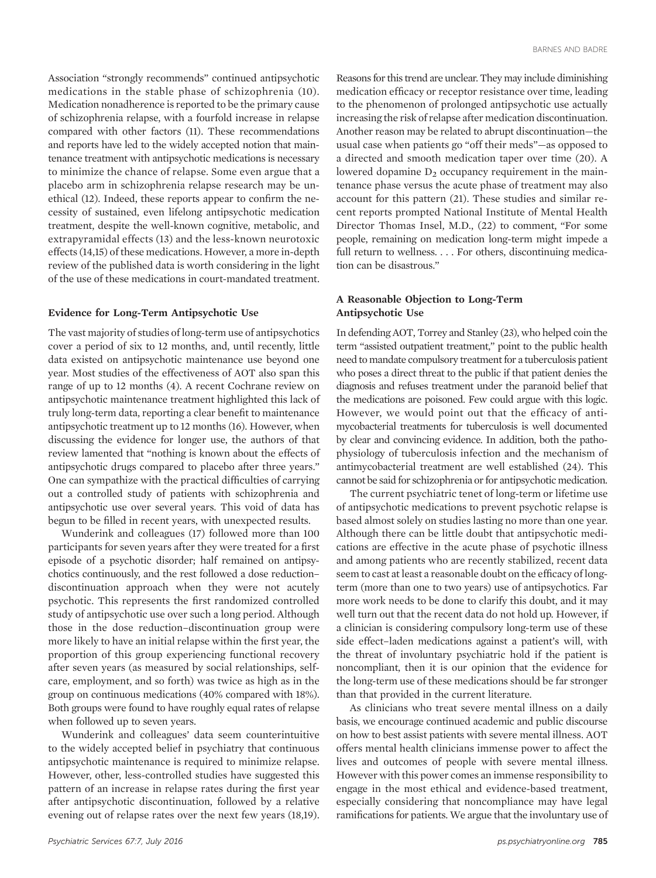Association "strongly recommends" continued antipsychotic medications in the stable phase of schizophrenia (10). Medication nonadherence is reported to be the primary cause of schizophrenia relapse, with a fourfold increase in relapse compared with other factors (11). These recommendations and reports have led to the widely accepted notion that maintenance treatment with antipsychotic medications is necessary to minimize the chance of relapse. Some even argue that a placebo arm in schizophrenia relapse research may be unethical (12). Indeed, these reports appear to confirm the necessity of sustained, even lifelong antipsychotic medication treatment, despite the well-known cognitive, metabolic, and extrapyramidal effects (13) and the less-known neurotoxic effects (14,15) of these medications. However, a more in-depth review of the published data is worth considering in the light of the use of these medications in court-mandated treatment.

### Evidence for Long-Term Antipsychotic Use

The vast majority of studies of long-term use of antipsychotics cover a period of six to 12 months, and, until recently, little data existed on antipsychotic maintenance use beyond one year. Most studies of the effectiveness of AOT also span this range of up to 12 months (4). A recent Cochrane review on antipsychotic maintenance treatment highlighted this lack of truly long-term data, reporting a clear benefit to maintenance antipsychotic treatment up to 12 months (16). However, when discussing the evidence for longer use, the authors of that review lamented that "nothing is known about the effects of antipsychotic drugs compared to placebo after three years." One can sympathize with the practical difficulties of carrying out a controlled study of patients with schizophrenia and antipsychotic use over several years. This void of data has begun to be filled in recent years, with unexpected results.

Wunderink and colleagues (17) followed more than 100 participants for seven years after they were treated for a first episode of a psychotic disorder; half remained on antipsychotics continuously, and the rest followed a dose reduction–discontinuation approach when they were not acutely psychotic. This represents the first randomized controlled study of antipsychotic use over such a long period. Although those in the dose reduction–discontinuation group were more likely to have an initial relapse within the first year, the proportion of this group experiencing functional recovery after seven years (as measured by social relationships, self-care, employment, and so forth) was twice as high as in the group on continuous medications (40% compared with 18%). Both groups were found to have roughly equal rates of relapse when followed up to seven years.

Wunderink and colleagues' data seem counterintuitive to the widely accepted belief in psychiatry that continuous antipsychotic maintenance is required to minimize relapse. However, other, less-controlled studies have suggested this pattern of an increase in relapse rates during the first year after antipsychotic discontinuation, followed by a relative evening out of relapse rates over the next few years (18,19). Reasons for this trend are unclear. They may include diminishing medication efficacy or receptor resistance over time, leading to the phenomenon of prolonged antipsychotic use actually increasing the risk of relapse after medication discontinuation. Another reason may be related to abrupt discontinuation—the usual case when patients go "off their meds"—as opposed to a directed and smooth medication taper over time (20). A lowered dopamine $D_2$ occupancy requirement in the maintenance phase versus the acute phase of treatment may also account for this pattern (21). These studies and similar recent reports prompted National Institute of Mental Health Director Thomas Insel, M.D., (22) to comment, "For some people, remaining on medication long-term might impede a full return to wellness. . . . For others, discontinuing medication can be disastrous."

### A Reasonable Objection to Long-Term Antipsychotic Use

In defending AOT, Torrey and Stanley (23), who helped coin the term "assisted outpatient treatment," point to the public health need to mandate compulsory treatment for a tuberculosis patient who poses a direct threat to the public if that patient denies the diagnosis and refuses treatment under the paranoid belief that the medications are poisoned. Few could argue with this logic. However, we would point out that the efficacy of antimycobacterial treatments for tuberculosis is well documented by clear and convincing evidence. In addition, both the pathophysiology of tuberculosis infection and the mechanism of antimycobacterial treatment are well established (24). This cannot be said for schizophrenia or for antipsychotic medication.

The current psychiatric tenet of long-term or lifetime use of antipsychotic medications to prevent psychotic relapse is based almost solely on studies lasting no more than one year. Although there can be little doubt that antipsychotic medications are effective in the acute phase of psychotic illness and among patients who are recently stabilized, recent data seem to cast at least a reasonable doubt on the efficacy of long-term (more than one to two years) use of antipsychotics. Far more work needs to be done to clarify this doubt, and it may well turn out that the recent data do not hold up. However, if a clinician is considering compulsory long-term use of these side effect–laden medications against a patient's will, with the threat of involuntary psychiatric hold if the patient is noncompliant, then it is our opinion that the evidence for the long-term use of these medications should be far stronger than that provided in the current literature.

As clinicians who treat severe mental illness on a daily basis, we encourage continued academic and public discourse on how to best assist patients with severe mental illness. AOT offers mental health clinicians immense power to affect the lives and outcomes of people with severe mental illness. However with this power comes an immense responsibility to engage in the most ethical and evidence-based treatment, especially considering that noncompliance may have legal ramifications for patients. We argue that the involuntary use of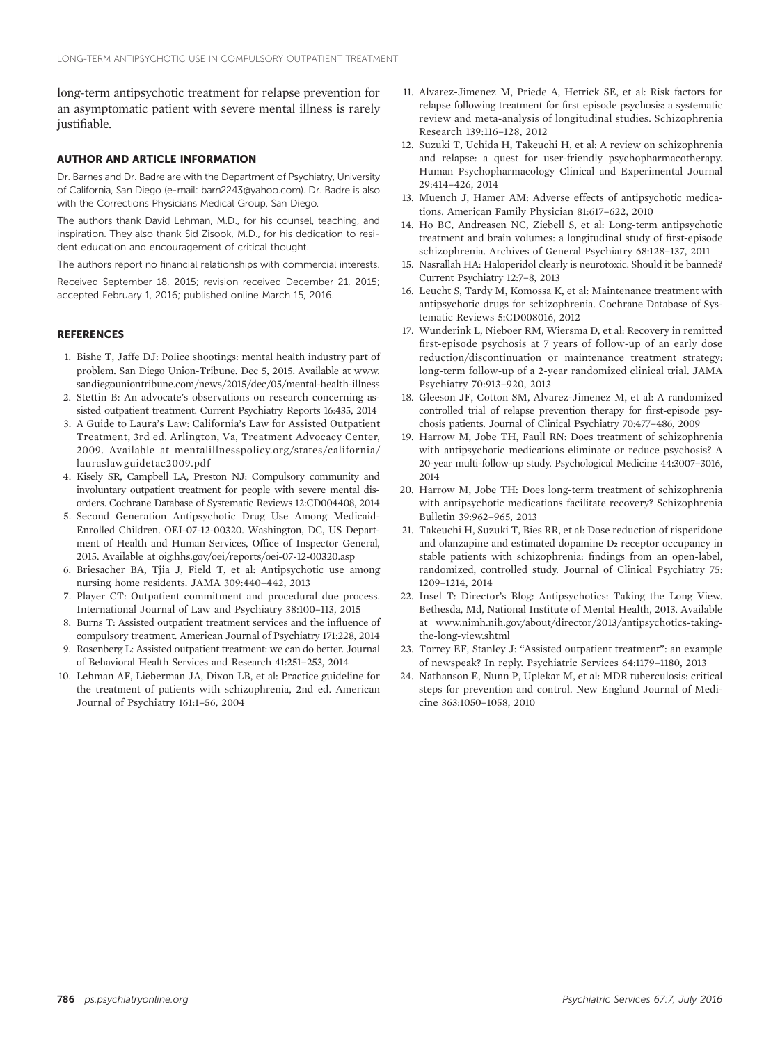long-term antipsychotic treatment for relapse prevention for an asymptomatic patient with severe mental illness is rarely justifiable.

## AUTHOR AND ARTICLE INFORMATION

Dr. Barnes and Dr. Badre are with the Department of Psychiatry, University of California, San Diego (e-mail: barn2243@yahoo.com). Dr. Badre is also with the Corrections Physicians Medical Group, San Diego.

The authors thank David Lehman, M.D., for his counsel, teaching, and inspiration. They also thank Sid Zisook, M.D., for his dedication to resident education and encouragement of critical thought.

The authors report no financial relationships with commercial interests.

Received September 18, 2015; revision received December 21, 2015; accepted February 1, 2016; published online March 15, 2016.

## REFERENCES

1. Bishe T, Jaffe DJ: Police shootings: mental health industry part of problem. San Diego Union-Tribune. Dec 5, 2015. Available at www.sandiegouniontribune.com/news/2015/dec/05/mental-health-illness
2. Stettin B: An advocate's observations on research concerning assisted outpatient treatment. Current Psychiatry Reports 16:435, 2014
3. A Guide to Laura's Law: California's Law for Assisted Outpatient Treatment, 3rd ed. Arlington, Va, Treatment Advocacy Center, 2009. Available at mentalillnesspolicy.org/states/california/lauraslawguidetac2009.pdf
4. Kisely SR, Campbell LA, Preston NJ: Compulsory community and involuntary outpatient treatment for people with severe mental disorders. Cochrane Database of Systematic Reviews 12:CD004408, 2014
5. Second Generation Antipsychotic Drug Use Among Medicaid-Enrolled Children. OEI-07-12-00320. Washington, DC, US Department of Health and Human Services, Office of Inspector General, 2015. Available at oig.hhs.gov/oei/reports/oei-07-12-00320.asp
6. Briesacher BA, Tjia J, Field T, et al: Antipsychotic use among nursing home residents. JAMA 309:440–442, 2013
7. Player CT: Outpatient commitment and procedural due process. International Journal of Law and Psychiatry 38:100–113, 2015
8. Burns T: Assisted outpatient treatment services and the influence of compulsory treatment. American Journal of Psychiatry 171:228, 2014
9. Rosenberg L: Assisted outpatient treatment: we can do better. Journal of Behavioral Health Services and Research 41:251–253, 2014
10. Lehman AF, Lieberman JA, Dixon LB, et al: Practice guideline for the treatment of patients with schizophrenia, 2nd ed. American Journal of Psychiatry 161:1–56, 2004
11. Alvarez-Jimenez M, Priede A, Hetrick SE, et al: Risk factors for relapse following treatment for first episode psychosis: a systematic review and meta-analysis of longitudinal studies. Schizophrenia Research 139:116–128, 2012
12. Suzuki T, Uchida H, Takeuchi H, et al: A review on schizophrenia and relapse: a quest for user-friendly psychopharmacotherapy. Human Psychopharmacology Clinical and Experimental Journal 29:414–426, 2014
13. Muench J, Hamer AM: Adverse effects of antipsychotic medications. American Family Physician 81:617–622, 2010
14. Ho BC, Andreasen NC, Ziebell S, et al: Long-term antipsychotic treatment and brain volumes: a longitudinal study of first-episode schizophrenia. Archives of General Psychiatry 68:128–137, 2011
15. Nasrallah HA: Haloperidol clearly is neurotoxic. Should it be banned? Current Psychiatry 12:7–8, 2013
16. Leucht S, Tardy M, Komossa K, et al: Maintenance treatment with antipsychotic drugs for schizophrenia. Cochrane Database of Systematic Reviews 5:CD008016, 2012
17. Wunderink L, Nieboer RM, Wiersma D, et al: Recovery in remitted first-episode psychosis at 7 years of follow-up of an early dose reduction/discontinuation or maintenance treatment strategy: long-term follow-up of a 2-year randomized clinical trial. JAMA Psychiatry 70:913–920, 2013
18. Gleeson JF, Cotton SM, Alvarez-Jimenez M, et al: A randomized controlled trial of relapse prevention therapy for first-episode psychosis patients. Journal of Clinical Psychiatry 70:477–486, 2009
19. Harrow M, Jobe TH, Faull RN: Does treatment of schizophrenia with antipsychotic medications eliminate or reduce psychosis? A 20-year multi-follow-up study. Psychological Medicine 44:3007–3016, 2014
20. Harrow M, Jobe TH: Does long-term treatment of schizophrenia with antipsychotic medications facilitate recovery? Schizophrenia Bulletin 39:962–965, 2013
21. Takeuchi H, Suzuki T, Bies RR, et al: Dose reduction of risperidone and olanzapine and estimated dopamine $D_2$ receptor occupancy in stable patients with schizophrenia: findings from an open-label, randomized, controlled study. Journal of Clinical Psychiatry 75:1209–1214, 2014
22. Insel T: Director's Blog: Antipsychotics: Taking the Long View. Bethesda, Md, National Institute of Mental Health, 2013. Available at www.nimh.nih.gov/about/director/2013/antipsychotics-taking-the-long-view.shtml
23. Torrey EF, Stanley J: "Assisted outpatient treatment": an example of newspeak? In reply. Psychiatric Services 64:1179–1180, 2013
24. Nathanson E, Nunn P, Uplekar M, et al: MDR tuberculosis: critical steps for prevention and control. New England Journal of Medicine 363:1050–1058, 2010